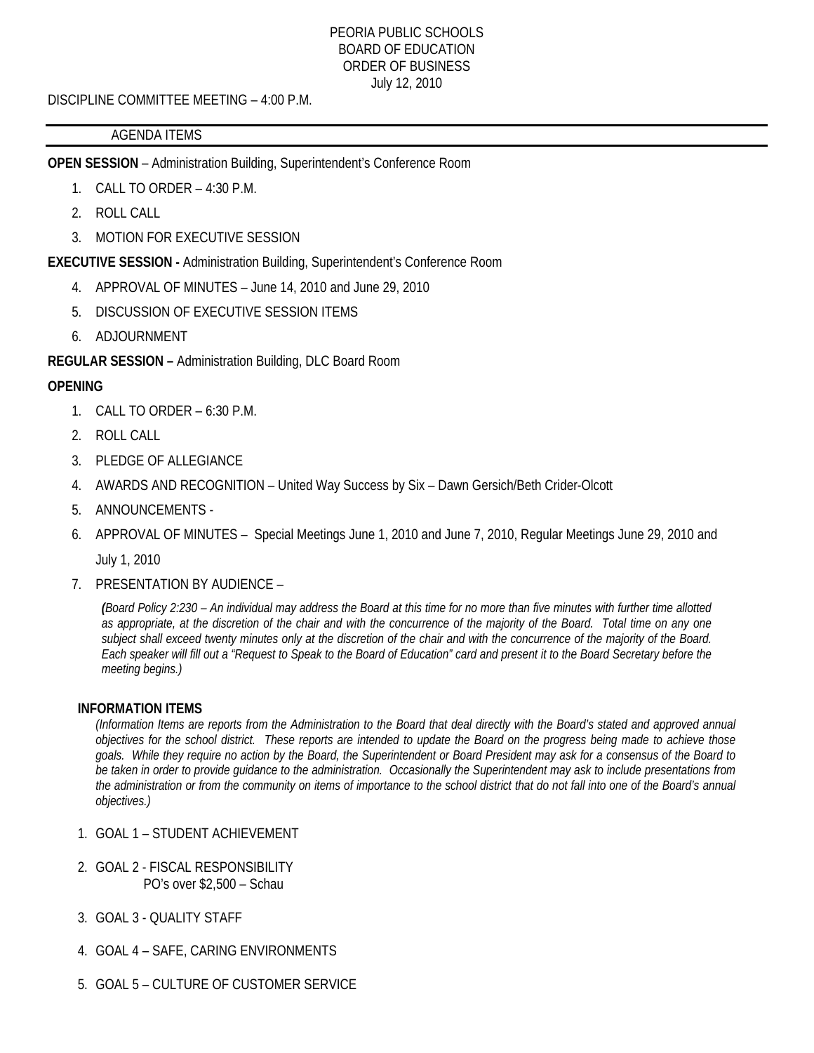PEORIA PUBLIC SCHOOLS
BOARD OF EDUCATION
ORDER OF BUSINESS
July 12, 2010

DISCIPLINE COMMITTEE MEETING – 4:00 P.M.

AGENDA ITEMS

**OPEN SESSION** – Administration Building, Superintendent's Conference Room

1. CALL TO ORDER – 4:30 P.M.
2. ROLL CALL
3. MOTION FOR EXECUTIVE SESSION

**EXECUTIVE SESSION -** Administration Building, Superintendent's Conference Room

4. APPROVAL OF MINUTES – June 14, 2010 and June 29, 2010
5. DISCUSSION OF EXECUTIVE SESSION ITEMS
6. ADJOURNMENT

**REGULAR SESSION –** Administration Building, DLC Board Room

**OPENING**

1. CALL TO ORDER – 6:30 P.M.
2. ROLL CALL
3. PLEDGE OF ALLEGIANCE
4. AWARDS AND RECOGNITION – United Way Success by Six – Dawn Gersich/Beth Crider-Olcott
5. ANNOUNCEMENTS -
6. APPROVAL OF MINUTES – Special Meetings June 1, 2010 and June 7, 2010, Regular Meetings June 29, 2010 and July 1, 2010
7. PRESENTATION BY AUDIENCE –

   *(Board Policy 2:230 – An individual may address the Board at this time for no more than five minutes with further time allotted as appropriate, at the discretion of the chair and with the concurrence of the majority of the Board. Total time on any one subject shall exceed twenty minutes only at the discretion of the chair and with the concurrence of the majority of the Board. Each speaker will fill out a "Request to Speak to the Board of Education" card and present it to the Board Secretary before the meeting begins.)*

**INFORMATION ITEMS**

*(Information Items are reports from the Administration to the Board that deal directly with the Board's stated and approved annual objectives for the school district. These reports are intended to update the Board on the progress being made to achieve those goals. While they require no action by the Board, the Superintendent or Board President may ask for a consensus of the Board to be taken in order to provide guidance to the administration. Occasionally the Superintendent may ask to include presentations from the administration or from the community on items of importance to the school district that do not fall into one of the Board's annual objectives.)*

1. GOAL 1 – STUDENT ACHIEVEMENT
2. GOAL 2 - FISCAL RESPONSIBILITY
   PO's over $2,500 – Schau
3. GOAL 3 - QUALITY STAFF
4. GOAL 4 – SAFE, CARING ENVIRONMENTS
5. GOAL 5 – CULTURE OF CUSTOMER SERVICE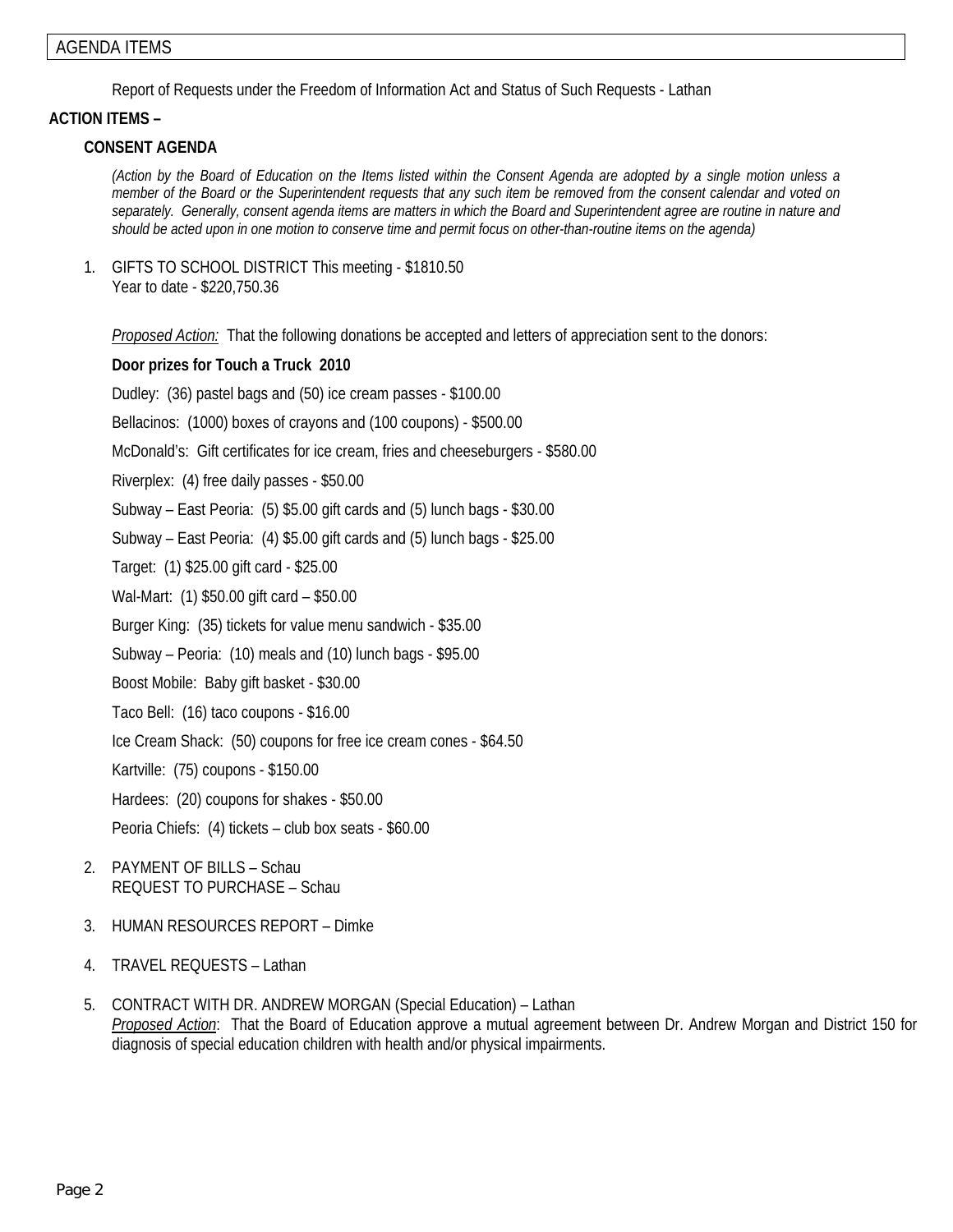AGENDA ITEMS

Report of Requests under the Freedom of Information Act and Status of Such Requests - Lathan

**ACTION ITEMS –**

**CONSENT AGENDA**

*(Action by the Board of Education on the Items listed within the Consent Agenda are adopted by a single motion unless a member of the Board or the Superintendent requests that any such item be removed from the consent calendar and voted on separately. Generally, consent agenda items are matters in which the Board and Superintendent agree are routine in nature and should be acted upon in one motion to conserve time and permit focus on other-than-routine items on the agenda)*

1. GIFTS TO SCHOOL DISTRICT This meeting - $1810.50
   Year to date - $220,750.36

   *Proposed Action:* That the following donations be accepted and letters of appreciation sent to the donors:

   **Door prizes for Touch a Truck 2010**

   Dudley: (36) pastel bags and (50) ice cream passes - $100.00

   Bellacinos: (1000) boxes of crayons and (100 coupons) - $500.00

   McDonald's: Gift certificates for ice cream, fries and cheeseburgers - $580.00

   Riverplex: (4) free daily passes - $50.00

   Subway – East Peoria: (5) $5.00 gift cards and (5) lunch bags - $30.00

   Subway – East Peoria: (4) $5.00 gift cards and (5) lunch bags - $25.00

   Target: (1) $25.00 gift card - $25.00

   Wal-Mart: (1) $50.00 gift card – $50.00

   Burger King: (35) tickets for value menu sandwich - $35.00

   Subway – Peoria: (10) meals and (10) lunch bags - $95.00

   Boost Mobile: Baby gift basket - $30.00

   Taco Bell: (16) taco coupons - $16.00

   Ice Cream Shack: (50) coupons for free ice cream cones - $64.50

   Kartville: (75) coupons - $150.00

   Hardees: (20) coupons for shakes - $50.00

   Peoria Chiefs: (4) tickets – club box seats - $60.00

2. PAYMENT OF BILLS – Schau
   REQUEST TO PURCHASE – Schau

3. HUMAN RESOURCES REPORT – Dimke

4. TRAVEL REQUESTS – Lathan

5. CONTRACT WITH DR. ANDREW MORGAN (Special Education) – Lathan
   *Proposed Action*: That the Board of Education approve a mutual agreement between Dr. Andrew Morgan and District 150 for diagnosis of special education children with health and/or physical impairments.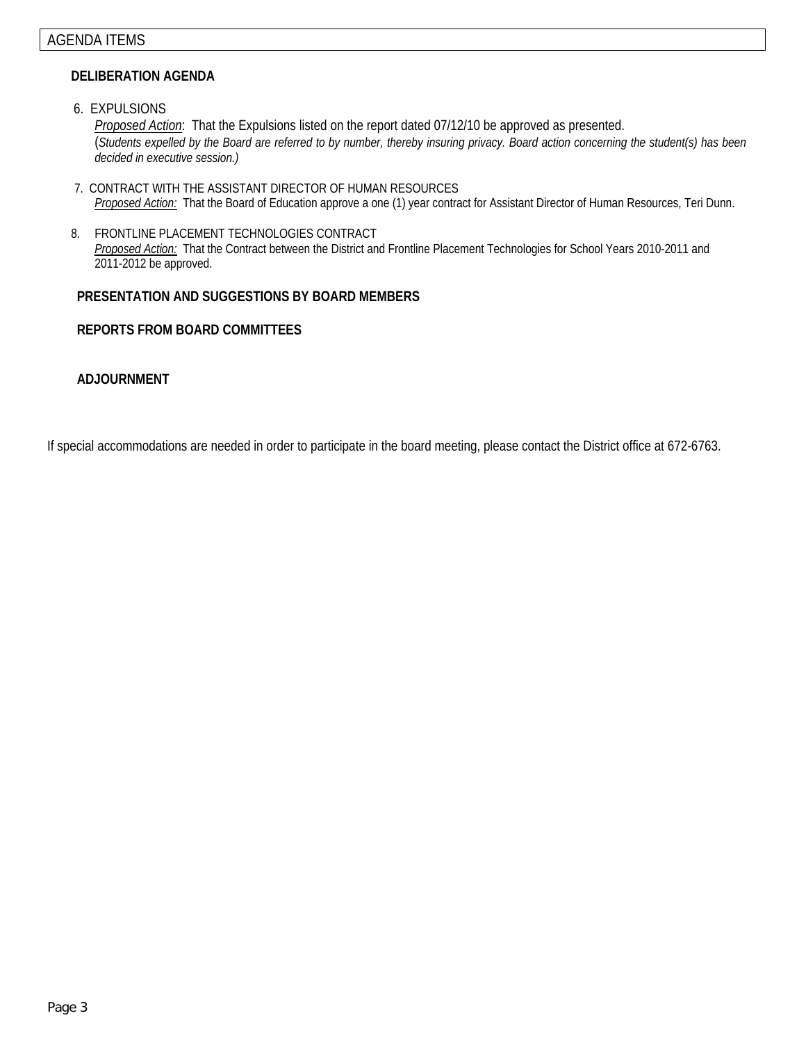AGENDA ITEMS

**DELIBERATION AGENDA**

6. EXPULSIONS

   *Proposed Action*: That the Expulsions listed on the report dated 07/12/10 be approved as presented.
   (*Students expelled by the Board are referred to by number, thereby insuring privacy. Board action concerning the student(s) has been decided in executive session.)*

7. CONTRACT WITH THE ASSISTANT DIRECTOR OF HUMAN RESOURCES

   *Proposed Action:* That the Board of Education approve a one (1) year contract for Assistant Director of Human Resources, Teri Dunn.

8. FRONTLINE PLACEMENT TECHNOLOGIES CONTRACT

   *Proposed Action:* That the Contract between the District and Frontline Placement Technologies for School Years 2010-2011 and 2011-2012 be approved.

**PRESENTATION AND SUGGESTIONS BY BOARD MEMBERS**

**REPORTS FROM BOARD COMMITTEES**

**ADJOURNMENT**

If special accommodations are needed in order to participate in the board meeting, please contact the District office at 672-6763.